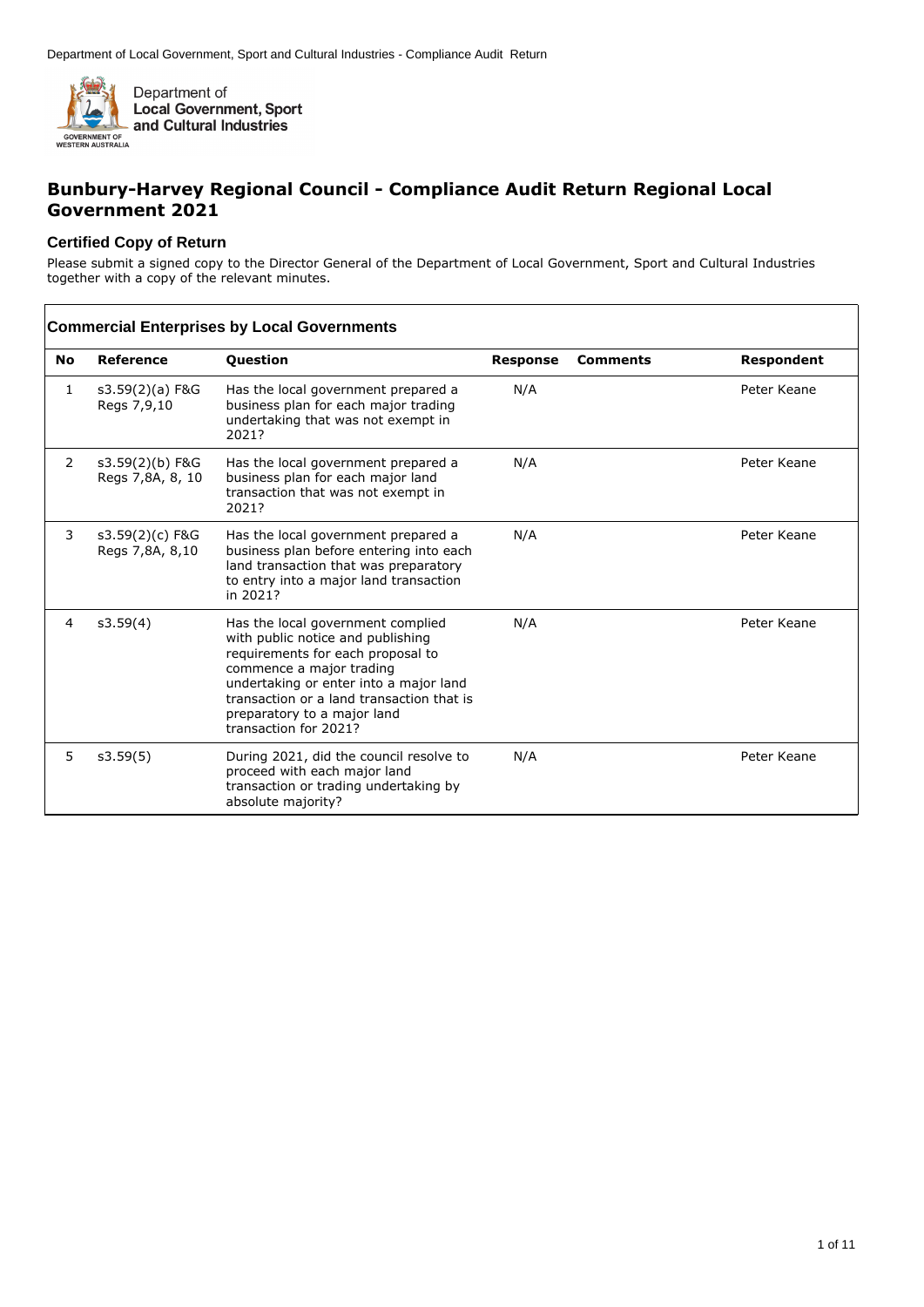# Bunbury-Harvey Regional Council - Compliance Audit Return Regional Local Government 2021

### Certified Copy of Return

Please submit a signed copy to the Director General of the Department of Local Government, Sport and Cultural Industries together with a copy of the relevant minutes.

**Commercial Enterprises by Local Governments**

| No | Reference | Question | Response | Comments | Respondent |
|---|---|---|---|---|---|
| 1 | s3.59(2)(a) F&G Regs 7,9,10 | Has the local government prepared a business plan for each major trading undertaking that was not exempt in 2021? | N/A | | Peter Keane |
| 2 | s3.59(2)(b) F&G Regs 7,8A, 8, 10 | Has the local government prepared a business plan for each major land transaction that was not exempt in 2021? | N/A | | Peter Keane |
| 3 | s3.59(2)(c) F&G Regs 7,8A, 8,10 | Has the local government prepared a business plan before entering into each land transaction that was preparatory to entry into a major land transaction in 2021? | N/A | | Peter Keane |
| 4 | s3.59(4) | Has the local government complied with public notice and publishing requirements for each proposal to commence a major trading undertaking or enter into a major land transaction or a land transaction that is preparatory to a major land transaction for 2021? | N/A | | Peter Keane |
| 5 | s3.59(5) | During 2021, did the council resolve to proceed with each major land transaction or trading undertaking by absolute majority? | N/A | | Peter Keane |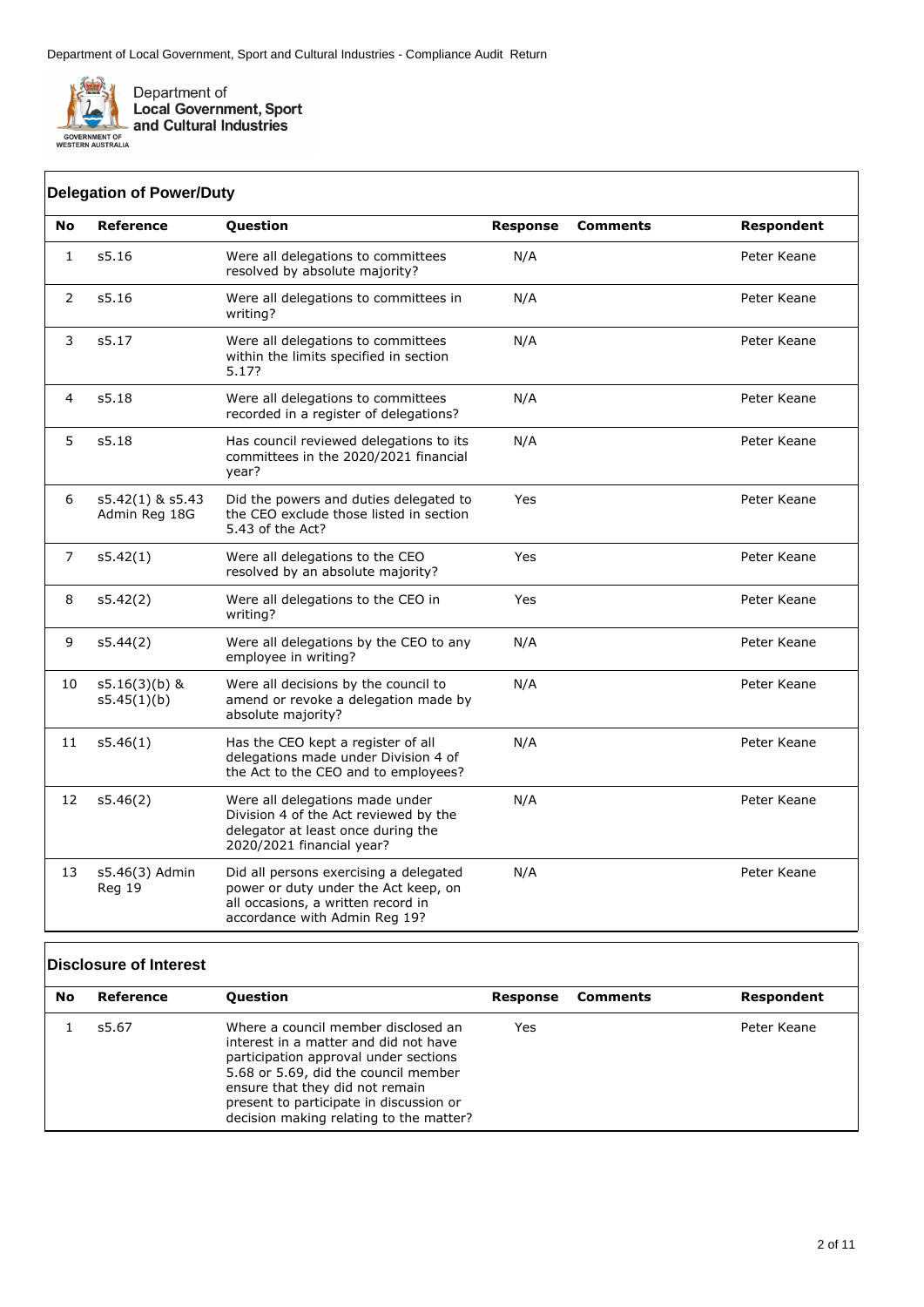## Delegation of Power/Duty

| No | Reference | Question | Response | Comments | Respondent |
|---|---|---|---|---|---|
| 1 | s5.16 | Were all delegations to committees resolved by absolute majority? | N/A | | Peter Keane |
| 2 | s5.16 | Were all delegations to committees in writing? | N/A | | Peter Keane |
| 3 | s5.17 | Were all delegations to committees within the limits specified in section 5.17? | N/A | | Peter Keane |
| 4 | s5.18 | Were all delegations to committees recorded in a register of delegations? | N/A | | Peter Keane |
| 5 | s5.18 | Has council reviewed delegations to its committees in the 2020/2021 financial year? | N/A | | Peter Keane |
| 6 | s5.42(1) & s5.43 Admin Reg 18G | Did the powers and duties delegated to the CEO exclude those listed in section 5.43 of the Act? | Yes | | Peter Keane |
| 7 | s5.42(1) | Were all delegations to the CEO resolved by an absolute majority? | Yes | | Peter Keane |
| 8 | s5.42(2) | Were all delegations to the CEO in writing? | Yes | | Peter Keane |
| 9 | s5.44(2) | Were all delegations by the CEO to any employee in writing? | N/A | | Peter Keane |
| 10 | s5.16(3)(b) & s5.45(1)(b) | Were all decisions by the council to amend or revoke a delegation made by absolute majority? | N/A | | Peter Keane |
| 11 | s5.46(1) | Has the CEO kept a register of all delegations made under Division 4 of the Act to the CEO and to employees? | N/A | | Peter Keane |
| 12 | s5.46(2) | Were all delegations made under Division 4 of the Act reviewed by the delegator at least once during the 2020/2021 financial year? | N/A | | Peter Keane |
| 13 | s5.46(3) Admin Reg 19 | Did all persons exercising a delegated power or duty under the Act keep, on all occasions, a written record in accordance with Admin Reg 19? | N/A | | Peter Keane |

## Disclosure of Interest

| No | Reference | Question | Response | Comments | Respondent |
|---|---|---|---|---|---|
| 1 | s5.67 | Where a council member disclosed an interest in a matter and did not have participation approval under sections 5.68 or 5.69, did the council member ensure that they did not remain present to participate in discussion or decision making relating to the matter? | Yes | | Peter Keane |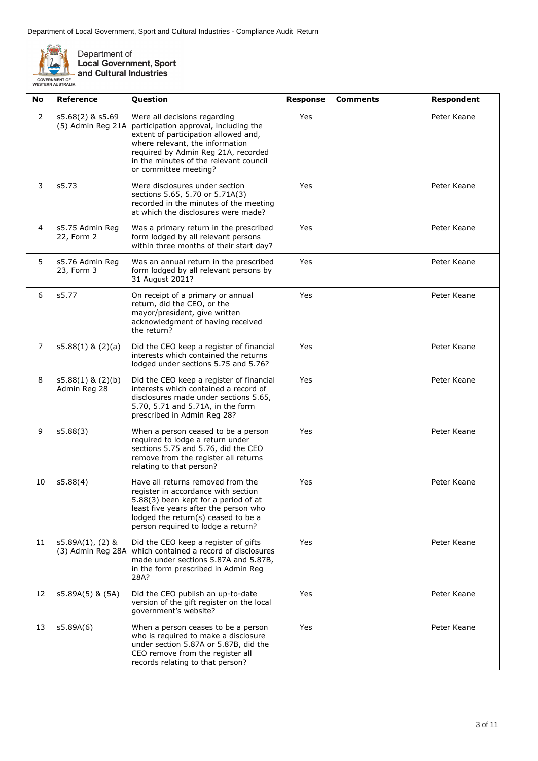| No | Reference | Question | Response | Comments | Respondent |
|---|---|---|---|---|---|
| 2 | s5.68(2) & s5.69 (5) Admin Reg 21A | Were all decisions regarding participation approval, including the extent of participation allowed and, where relevant, the information required by Admin Reg 21A, recorded in the minutes of the relevant council or committee meeting? | Yes | | Peter Keane |
| 3 | s5.73 | Were disclosures under section sections 5.65, 5.70 or 5.71A(3) recorded in the minutes of the meeting at which the disclosures were made? | Yes | | Peter Keane |
| 4 | s5.75 Admin Reg 22, Form 2 | Was a primary return in the prescribed form lodged by all relevant persons within three months of their start day? | Yes | | Peter Keane |
| 5 | s5.76 Admin Reg 23, Form 3 | Was an annual return in the prescribed form lodged by all relevant persons by 31 August 2021? | Yes | | Peter Keane |
| 6 | s5.77 | On receipt of a primary or annual return, did the CEO, or the mayor/president, give written acknowledgment of having received the return? | Yes | | Peter Keane |
| 7 | s5.88(1) & (2)(a) | Did the CEO keep a register of financial interests which contained the returns lodged under sections 5.75 and 5.76? | Yes | | Peter Keane |
| 8 | s5.88(1) & (2)(b) Admin Reg 28 | Did the CEO keep a register of financial interests which contained a record of disclosures made under sections 5.65, 5.70, 5.71 and 5.71A, in the form prescribed in Admin Reg 28? | Yes | | Peter Keane |
| 9 | s5.88(3) | When a person ceased to be a person required to lodge a return under sections 5.75 and 5.76, did the CEO remove from the register all returns relating to that person? | Yes | | Peter Keane |
| 10 | s5.88(4) | Have all returns removed from the register in accordance with section 5.88(3) been kept for a period of at least five years after the person who lodged the return(s) ceased to be a person required to lodge a return? | Yes | | Peter Keane |
| 11 | s5.89A(1), (2) & (3) Admin Reg 28A | Did the CEO keep a register of gifts which contained a record of disclosures made under sections 5.87A and 5.87B, in the form prescribed in Admin Reg 28A? | Yes | | Peter Keane |
| 12 | s5.89A(5) & (5A) | Did the CEO publish an up-to-date version of the gift register on the local government's website? | Yes | | Peter Keane |
| 13 | s5.89A(6) | When a person ceases to be a person who is required to make a disclosure under section 5.87A or 5.87B, did the CEO remove from the register all records relating to that person? | Yes | | Peter Keane |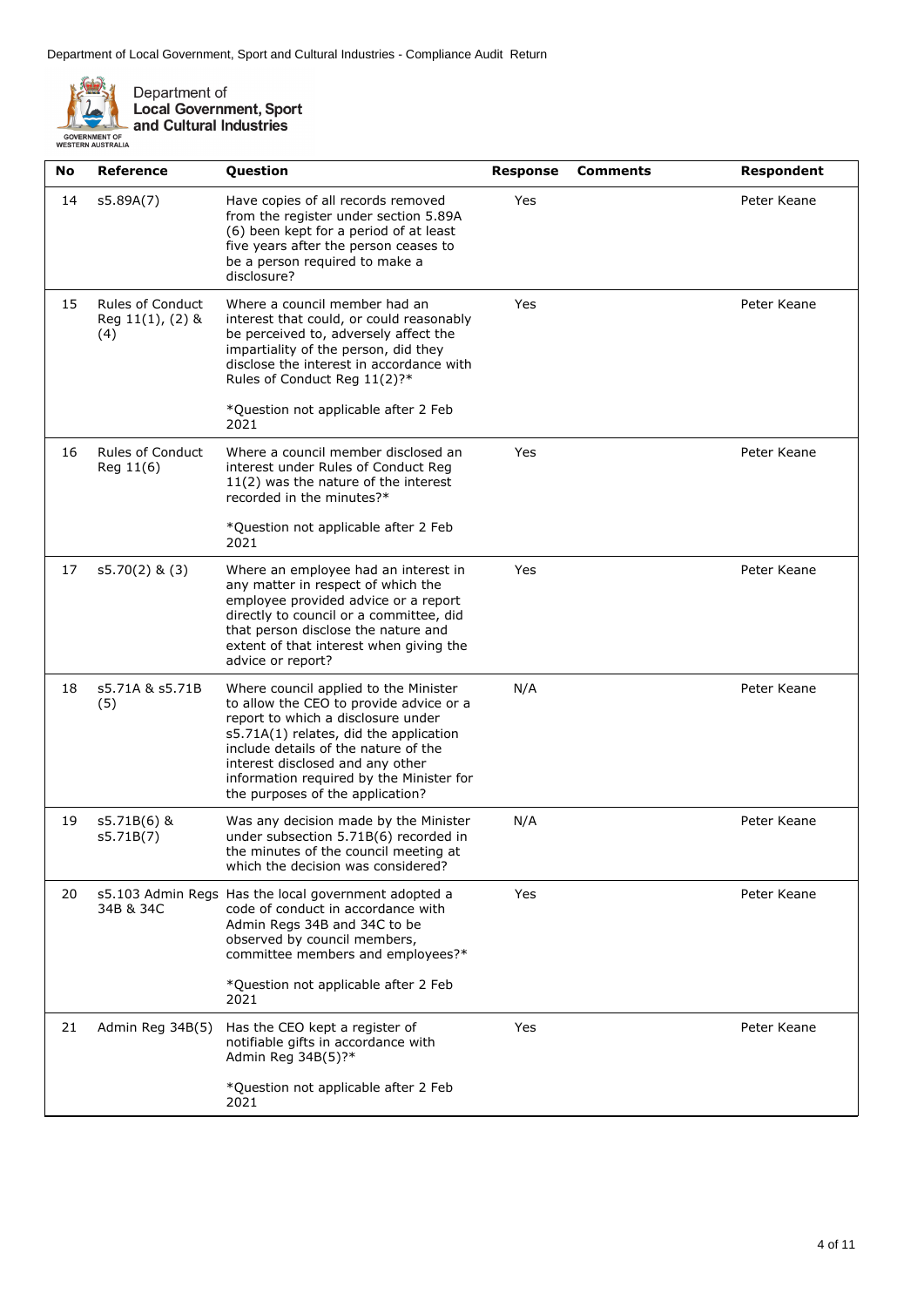| No | Reference | Question | Response | Comments | Respondent |
|---|---|---|---|---|---|
| 14 | s5.89A(7) | Have copies of all records removed from the register under section 5.89A (6) been kept for a period of at least five years after the person ceases to be a person required to make a disclosure? | Yes | | Peter Keane |
| 15 | Rules of Conduct Reg 11(1), (2) & (4) | Where a council member had an interest that could, or could reasonably be perceived to, adversely affect the impartiality of the person, did they disclose the interest in accordance with Rules of Conduct Reg 11(2)?*<br><br>*Question not applicable after 2 Feb 2021 | Yes | | Peter Keane |
| 16 | Rules of Conduct Reg 11(6) | Where a council member disclosed an interest under Rules of Conduct Reg 11(2) was the nature of the interest recorded in the minutes?*<br><br>*Question not applicable after 2 Feb 2021 | Yes | | Peter Keane |
| 17 | s5.70(2) & (3) | Where an employee had an interest in any matter in respect of which the employee provided advice or a report directly to council or a committee, did that person disclose the nature and extent of that interest when giving the advice or report? | Yes | | Peter Keane |
| 18 | s5.71A & s5.71B (5) | Where council applied to the Minister to allow the CEO to provide advice or a report to which a disclosure under s5.71A(1) relates, did the application include details of the nature of the interest disclosed and any other information required by the Minister for the purposes of the application? | N/A | | Peter Keane |
| 19 | s5.71B(6) & s5.71B(7) | Was any decision made by the Minister under subsection 5.71B(6) recorded in the minutes of the council meeting at which the decision was considered? | N/A | | Peter Keane |
| 20 | s5.103 Admin Regs 34B & 34C | Has the local government adopted a code of conduct in accordance with Admin Regs 34B and 34C to be observed by council members, committee members and employees?*<br><br>*Question not applicable after 2 Feb 2021 | Yes | | Peter Keane |
| 21 | Admin Reg 34B(5) | Has the CEO kept a register of notifiable gifts in accordance with Admin Reg 34B(5)?*<br><br>*Question not applicable after 2 Feb 2021 | Yes | | Peter Keane |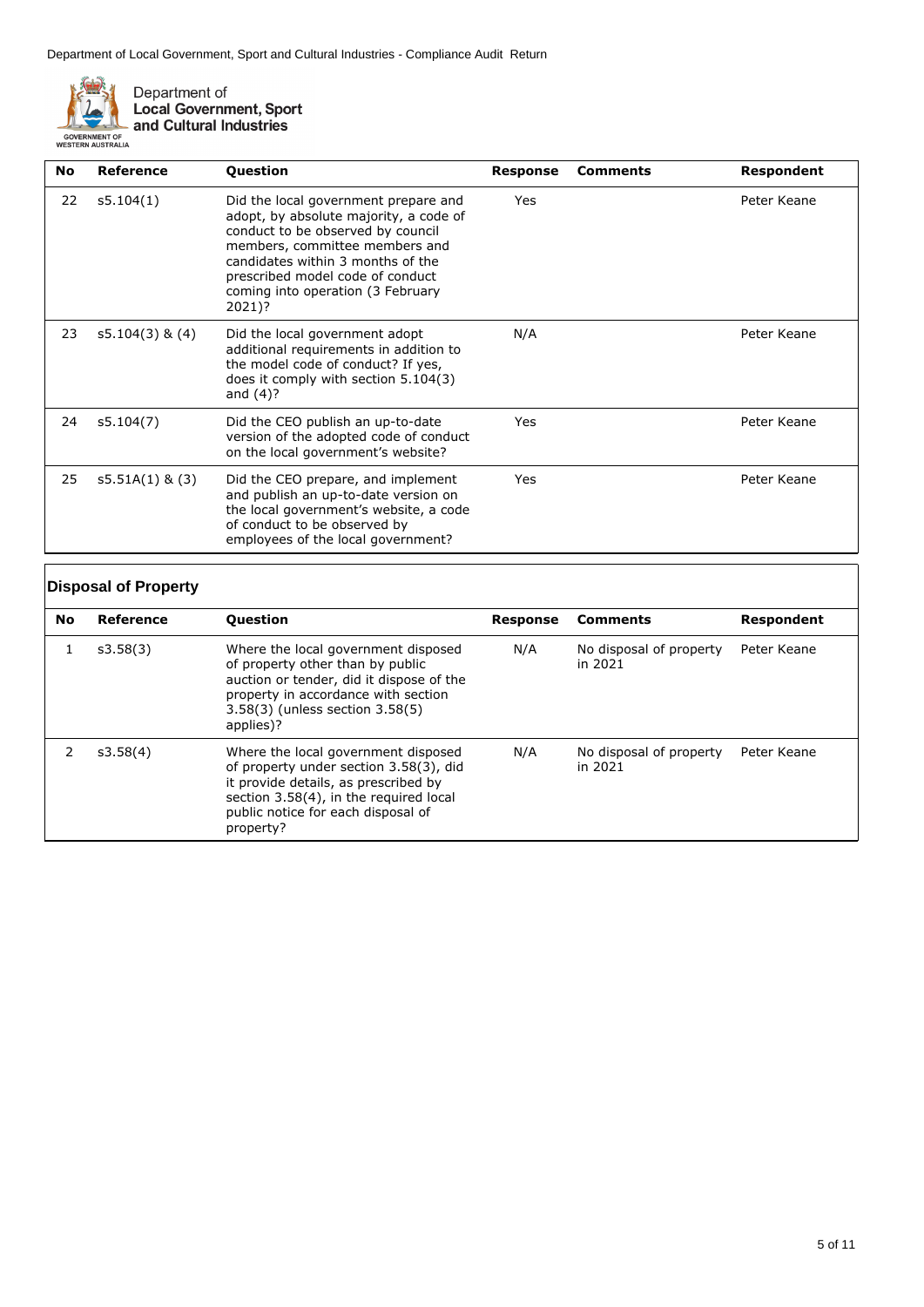| No | Reference | Question | Response | Comments | Respondent |
|---|---|---|---|---|---|
| 22 | s5.104(1) | Did the local government prepare and adopt, by absolute majority, a code of conduct to be observed by council members, committee members and candidates within 3 months of the prescribed model code of conduct coming into operation (3 February 2021)? | Yes | | Peter Keane |
| 23 | s5.104(3) & (4) | Did the local government adopt additional requirements in addition to the model code of conduct? If yes, does it comply with section 5.104(3) and (4)? | N/A | | Peter Keane |
| 24 | s5.104(7) | Did the CEO publish an up-to-date version of the adopted code of conduct on the local government's website? | Yes | | Peter Keane |
| 25 | s5.51A(1) & (3) | Did the CEO prepare, and implement and publish an up-to-date version on the local government's website, a code of conduct to be observed by employees of the local government? | Yes | | Peter Keane |

## Disposal of Property

| No | Reference | Question | Response | Comments | Respondent |
|---|---|---|---|---|---|
| 1 | s3.58(3) | Where the local government disposed of property other than by public auction or tender, did it dispose of the property in accordance with section 3.58(3) (unless section 3.58(5) applies)? | N/A | No disposal of property in 2021 | Peter Keane |
| 2 | s3.58(4) | Where the local government disposed of property under section 3.58(3), did it provide details, as prescribed by section 3.58(4), in the required local public notice for each disposal of property? | N/A | No disposal of property in 2021 | Peter Keane |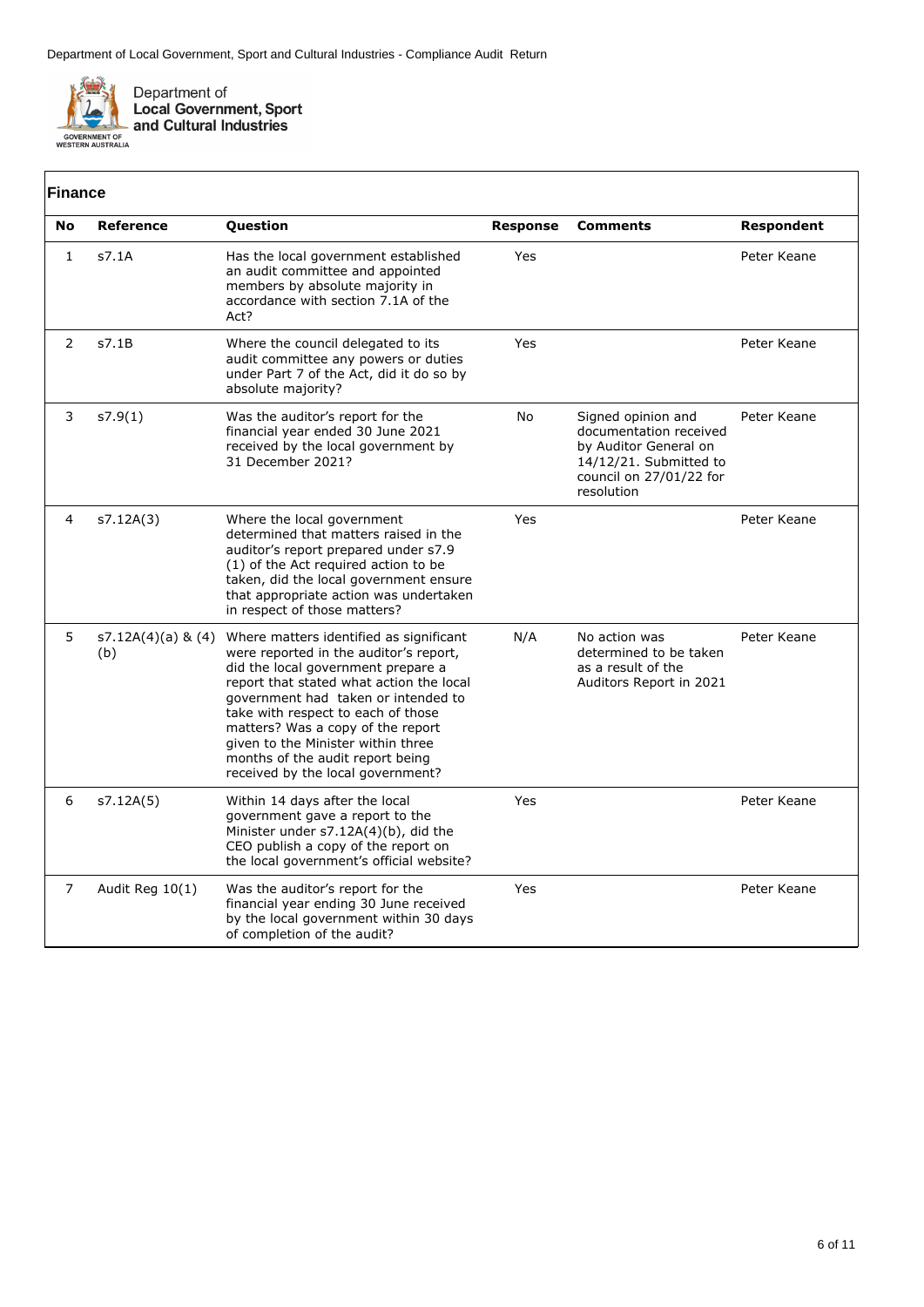Department of Local Government, Sport and Cultural Industries - Compliance Audit Return

Department of
**Local Government, Sport and Cultural Industries**

GOVERNMENT OF WESTERN AUSTRALIA

## Finance

| No | Reference | Question | Response | Comments | Respondent |
|---|---|---|---|---|---|
| 1 | s7.1A | Has the local government established an audit committee and appointed members by absolute majority in accordance with section 7.1A of the Act? | Yes | | Peter Keane |
| 2 | s7.1B | Where the council delegated to its audit committee any powers or duties under Part 7 of the Act, did it do so by absolute majority? | Yes | | Peter Keane |
| 3 | s7.9(1) | Was the auditor's report for the financial year ended 30 June 2021 received by the local government by 31 December 2021? | No | Signed opinion and documentation received by Auditor General on 14/12/21. Submitted to council on 27/01/22 for resolution | Peter Keane |
| 4 | s7.12A(3) | Where the local government determined that matters raised in the auditor's report prepared under s7.9 (1) of the Act required action to be taken, did the local government ensure that appropriate action was undertaken in respect of those matters? | Yes | | Peter Keane |
| 5 | s7.12A(4)(a) & (4)(b) | Where matters identified as significant were reported in the auditor's report, did the local government prepare a report that stated what action the local government had taken or intended to take with respect to each of those matters? Was a copy of the report given to the Minister within three months of the audit report being received by the local government? | N/A | No action was determined to be taken as a result of the Auditors Report in 2021 | Peter Keane |
| 6 | s7.12A(5) | Within 14 days after the local government gave a report to the Minister under s7.12A(4)(b), did the CEO publish a copy of the report on the local government's official website? | Yes | | Peter Keane |
| 7 | Audit Reg 10(1) | Was the auditor's report for the financial year ending 30 June received by the local government within 30 days of completion of the audit? | Yes | | Peter Keane |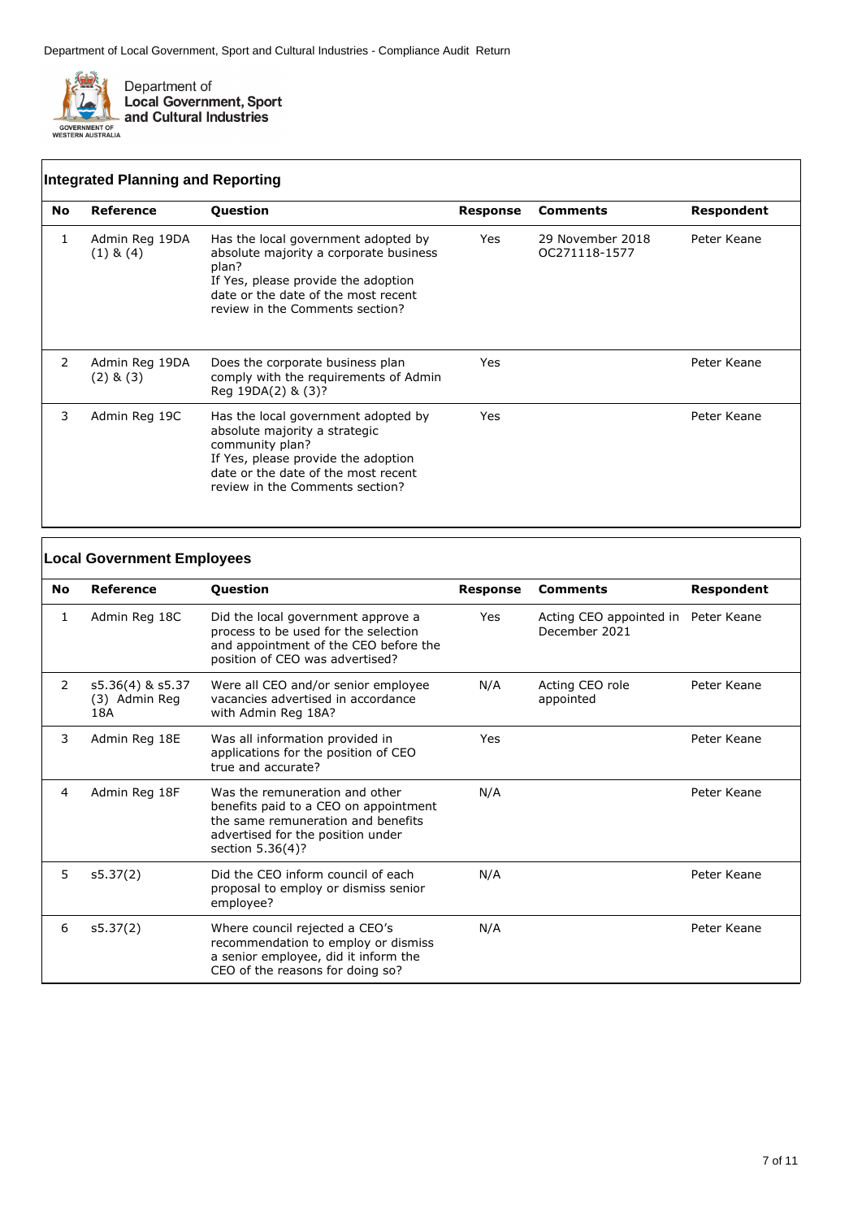## Integrated Planning and Reporting

| No | Reference | Question | Response | Comments | Respondent |
|---|---|---|---|---|---|
| 1 | Admin Reg 19DA (1) & (4) | Has the local government adopted by absolute majority a corporate business plan? If Yes, please provide the adoption date or the date of the most recent review in the Comments section? | Yes | 29 November 2018 OC271118-1577 | Peter Keane |
| 2 | Admin Reg 19DA (2) & (3) | Does the corporate business plan comply with the requirements of Admin Reg 19DA(2) & (3)? | Yes | | Peter Keane |
| 3 | Admin Reg 19C | Has the local government adopted by absolute majority a strategic community plan? If Yes, please provide the adoption date or the date of the most recent review in the Comments section? | Yes | | Peter Keane |

## Local Government Employees

| No | Reference | Question | Response | Comments | Respondent |
|---|---|---|---|---|---|
| 1 | Admin Reg 18C | Did the local government approve a process to be used for the selection and appointment of the CEO before the position of CEO was advertised? | Yes | Acting CEO appointed in December 2021 | Peter Keane |
| 2 | s5.36(4) & s5.37 (3) Admin Reg 18A | Were all CEO and/or senior employee vacancies advertised in accordance with Admin Reg 18A? | N/A | Acting CEO role appointed | Peter Keane |
| 3 | Admin Reg 18E | Was all information provided in applications for the position of CEO true and accurate? | Yes | | Peter Keane |
| 4 | Admin Reg 18F | Was the remuneration and other benefits paid to a CEO on appointment the same remuneration and benefits advertised for the position under section 5.36(4)? | N/A | | Peter Keane |
| 5 | s5.37(2) | Did the CEO inform council of each proposal to employ or dismiss senior employee? | N/A | | Peter Keane |
| 6 | s5.37(2) | Where council rejected a CEO's recommendation to employ or dismiss a senior employee, did it inform the CEO of the reasons for doing so? | N/A | | Peter Keane |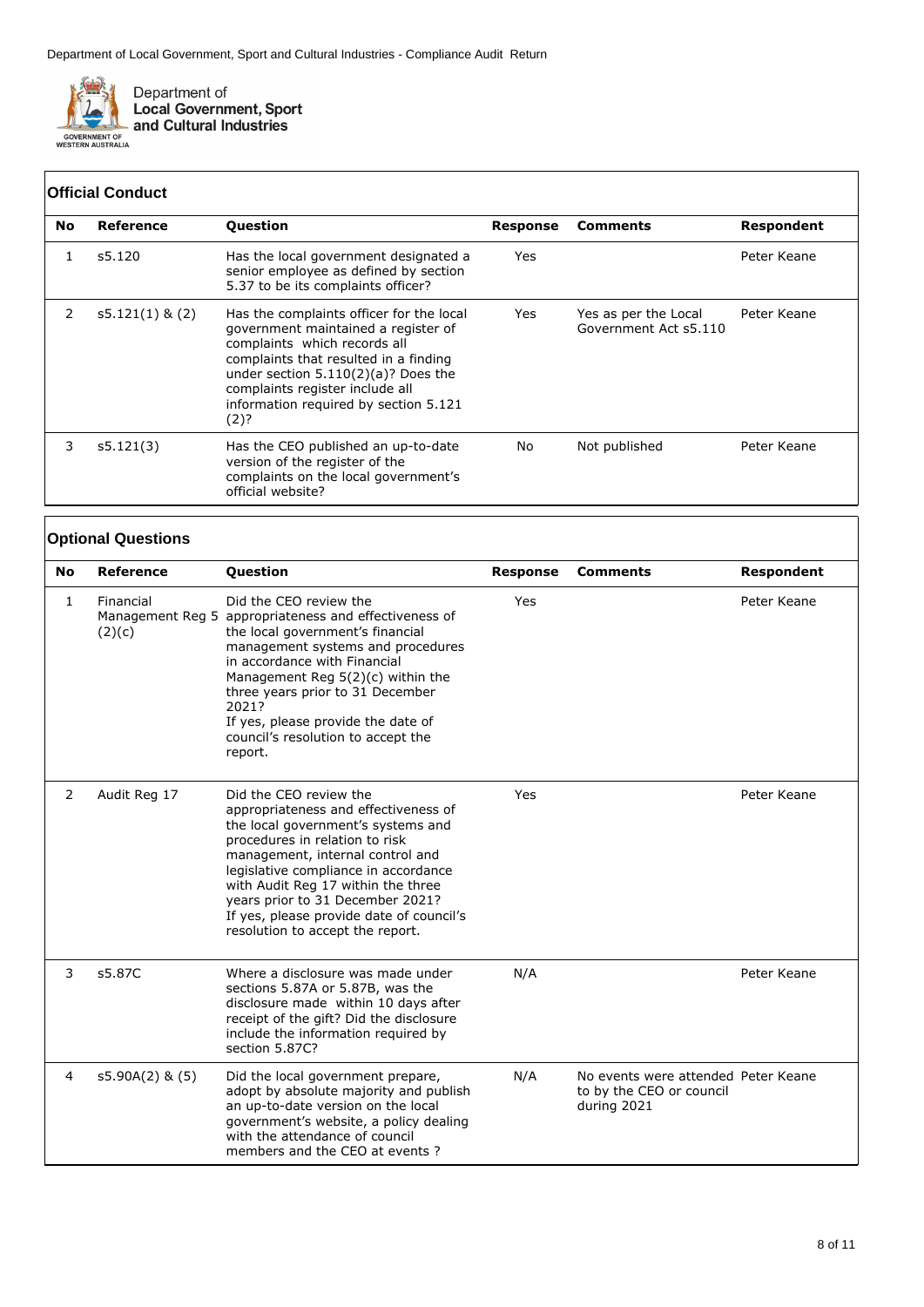## Official Conduct

| No | Reference | Question | Response | Comments | Respondent |
|---|---|---|---|---|---|
| 1 | s5.120 | Has the local government designated a senior employee as defined by section 5.37 to be its complaints officer? | Yes | | Peter Keane |
| 2 | s5.121(1) & (2) | Has the complaints officer for the local government maintained a register of complaints which records all complaints that resulted in a finding under section 5.110(2)(a)? Does the complaints register include all information required by section 5.121 (2)? | Yes | Yes as per the Local Government Act s5.110 | Peter Keane |
| 3 | s5.121(3) | Has the CEO published an up-to-date version of the register of the complaints on the local government's official website? | No | Not published | Peter Keane |

## Optional Questions

| No | Reference | Question | Response | Comments | Respondent |
|---|---|---|---|---|---|
| 1 | Financial Management Reg 5 (2)(c) | Did the CEO review the appropriateness and effectiveness of the local government's financial management systems and procedures in accordance with Financial Management Reg 5(2)(c) within the three years prior to 31 December 2021? If yes, please provide the date of council's resolution to accept the report. | Yes | | Peter Keane |
| 2 | Audit Reg 17 | Did the CEO review the appropriateness and effectiveness of the local government's systems and procedures in relation to risk management, internal control and legislative compliance in accordance with Audit Reg 17 within the three years prior to 31 December 2021? If yes, please provide date of council's resolution to accept the report. | Yes | | Peter Keane |
| 3 | s5.87C | Where a disclosure was made under sections 5.87A or 5.87B, was the disclosure made within 10 days after receipt of the gift? Did the disclosure include the information required by section 5.87C? | N/A | | Peter Keane |
| 4 | s5.90A(2) & (5) | Did the local government prepare, adopt by absolute majority and publish an up-to-date version on the local government's website, a policy dealing with the attendance of council members and the CEO at events ? | N/A | No events were attended to by the CEO or council during 2021 | Peter Keane |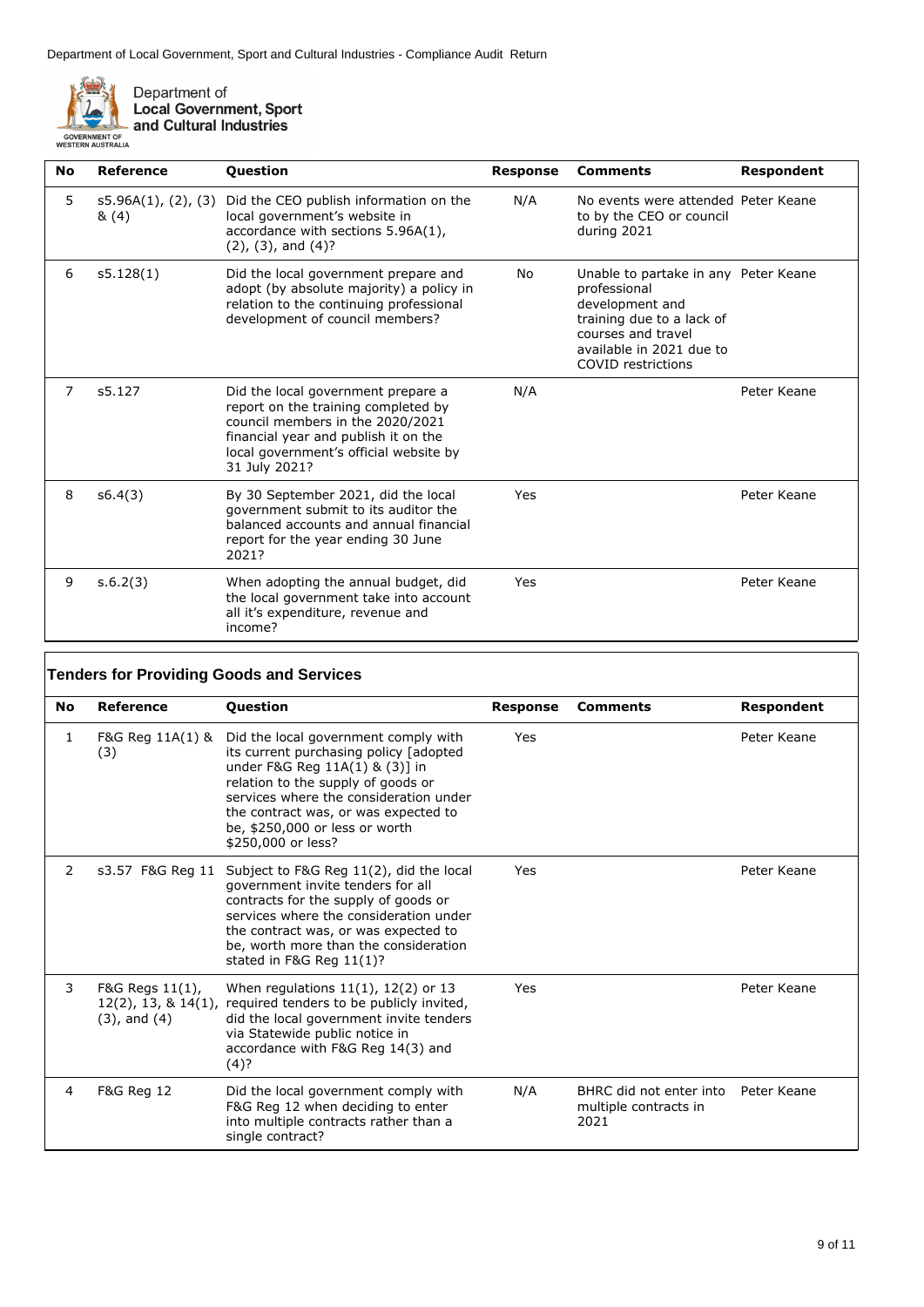| No | Reference | Question | Response | Comments | Respondent |
|---|---|---|---|---|---|
| 5 | s5.96A(1), (2), (3) & (4) | Did the CEO publish information on the local government's website in accordance with sections 5.96A(1), (2), (3), and (4)? | N/A | No events were attended to by the CEO or council during 2021 | Peter Keane |
| 6 | s5.128(1) | Did the local government prepare and adopt (by absolute majority) a policy in relation to the continuing professional development of council members? | No | Unable to partake in any professional development and training due to a lack of courses and travel available in 2021 due to COVID restrictions | Peter Keane |
| 7 | s5.127 | Did the local government prepare a report on the training completed by council members in the 2020/2021 financial year and publish it on the local government's official website by 31 July 2021? | N/A | | Peter Keane |
| 8 | s6.4(3) | By 30 September 2021, did the local government submit to its auditor the balanced accounts and annual financial report for the year ending 30 June 2021? | Yes | | Peter Keane |
| 9 | s.6.2(3) | When adopting the annual budget, did the local government take into account all it's expenditure, revenue and income? | Yes | | Peter Keane |

## Tenders for Providing Goods and Services

| No | Reference | Question | Response | Comments | Respondent |
|---|---|---|---|---|---|
| 1 | F&G Reg 11A(1) & (3) | Did the local government comply with its current purchasing policy [adopted under F&G Reg 11A(1) & (3)] in relation to the supply of goods or services where the consideration under the contract was, or was expected to be, $250,000 or less or worth $250,000 or less? | Yes | | Peter Keane |
| 2 | s3.57 F&G Reg 11 | Subject to F&G Reg 11(2), did the local government invite tenders for all contracts for the supply of goods or services where the consideration under the contract was, or was expected to be, worth more than the consideration stated in F&G Reg 11(1)? | Yes | | Peter Keane |
| 3 | F&G Regs 11(1), 12(2), 13, & 14(1), (3), and (4) | When regulations 11(1), 12(2) or 13 required tenders to be publicly invited, did the local government invite tenders via Statewide public notice in accordance with F&G Reg 14(3) and (4)? | Yes | | Peter Keane |
| 4 | F&G Reg 12 | Did the local government comply with F&G Reg 12 when deciding to enter into multiple contracts rather than a single contract? | N/A | BHRC did not enter into multiple contracts in 2021 | Peter Keane |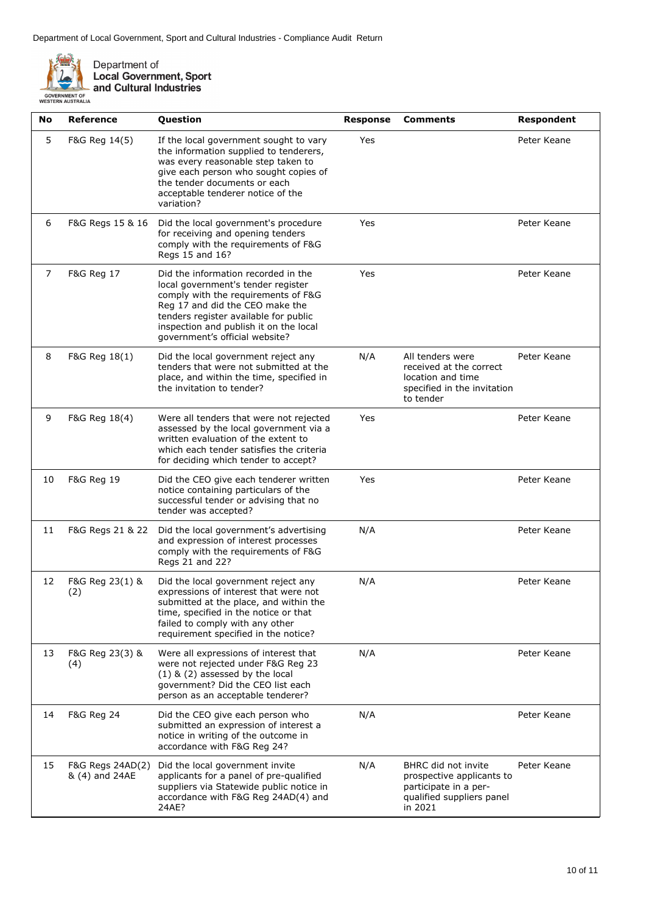Department of Local Government, Sport and Cultural Industries - Compliance Audit Return

Department of
**Local Government, Sport and Cultural Industries**

GOVERNMENT OF WESTERN AUSTRALIA

| No | Reference | Question | Response | Comments | Respondent |
|---|---|---|---|---|---|
| 5 | F&G Reg 14(5) | If the local government sought to vary the information supplied to tenderers, was every reasonable step taken to give each person who sought copies of the tender documents or each acceptable tenderer notice of the variation? | Yes | | Peter Keane |
| 6 | F&G Regs 15 & 16 | Did the local government's procedure for receiving and opening tenders comply with the requirements of F&G Regs 15 and 16? | Yes | | Peter Keane |
| 7 | F&G Reg 17 | Did the information recorded in the local government's tender register comply with the requirements of F&G Reg 17 and did the CEO make the tenders register available for public inspection and publish it on the local government's official website? | Yes | | Peter Keane |
| 8 | F&G Reg 18(1) | Did the local government reject any tenders that were not submitted at the place, and within the time, specified in the invitation to tender? | N/A | All tenders were received at the correct location and time specified in the invitation to tender | Peter Keane |
| 9 | F&G Reg 18(4) | Were all tenders that were not rejected assessed by the local government via a written evaluation of the extent to which each tender satisfies the criteria for deciding which tender to accept? | Yes | | Peter Keane |
| 10 | F&G Reg 19 | Did the CEO give each tenderer written notice containing particulars of the successful tender or advising that no tender was accepted? | Yes | | Peter Keane |
| 11 | F&G Regs 21 & 22 | Did the local government's advertising and expression of interest processes comply with the requirements of F&G Regs 21 and 22? | N/A | | Peter Keane |
| 12 | F&G Reg 23(1) & (2) | Did the local government reject any expressions of interest that were not submitted at the place, and within the time, specified in the notice or that failed to comply with any other requirement specified in the notice? | N/A | | Peter Keane |
| 13 | F&G Reg 23(3) & (4) | Were all expressions of interest that were not rejected under F&G Reg 23 (1) & (2) assessed by the local government? Did the CEO list each person as an acceptable tenderer? | N/A | | Peter Keane |
| 14 | F&G Reg 24 | Did the CEO give each person who submitted an expression of interest a notice in writing of the outcome in accordance with F&G Reg 24? | N/A | | Peter Keane |
| 15 | F&G Regs 24AD(2) & (4) and 24AE | Did the local government invite applicants for a panel of pre-qualified suppliers via Statewide public notice in accordance with F&G Reg 24AD(4) and 24AE? | N/A | BHRC did not invite prospective applicants to participate in a per-qualified suppliers panel in 2021 | Peter Keane |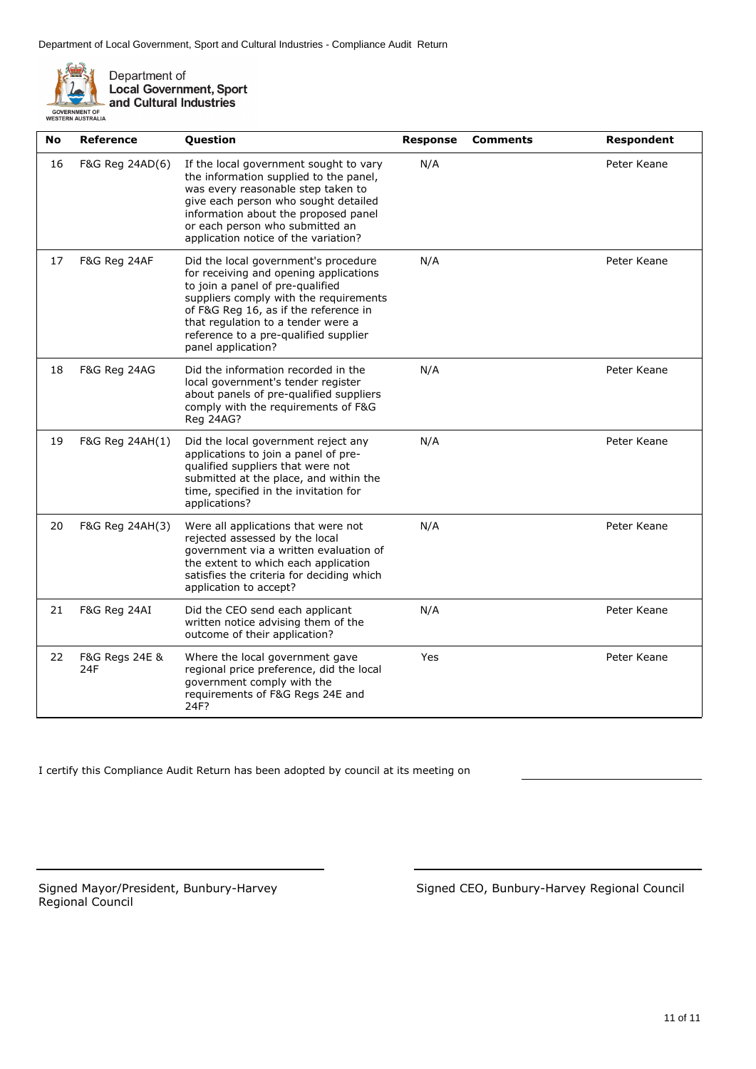| No | Reference | Question | Response | Comments | Respondent |
|---|---|---|---|---|---|
| 16 | F&G Reg 24AD(6) | If the local government sought to vary the information supplied to the panel, was every reasonable step taken to give each person who sought detailed information about the proposed panel or each person who submitted an application notice of the variation? | N/A | | Peter Keane |
| 17 | F&G Reg 24AF | Did the local government's procedure for receiving and opening applications to join a panel of pre-qualified suppliers comply with the requirements of F&G Reg 16, as if the reference in that regulation to a tender were a reference to a pre-qualified supplier panel application? | N/A | | Peter Keane |
| 18 | F&G Reg 24AG | Did the information recorded in the local government's tender register about panels of pre-qualified suppliers comply with the requirements of F&G Reg 24AG? | N/A | | Peter Keane |
| 19 | F&G Reg 24AH(1) | Did the local government reject any applications to join a panel of pre-qualified suppliers that were not submitted at the place, and within the time, specified in the invitation for applications? | N/A | | Peter Keane |
| 20 | F&G Reg 24AH(3) | Were all applications that were not rejected assessed by the local government via a written evaluation of the extent to which each application satisfies the criteria for deciding which application to accept? | N/A | | Peter Keane |
| 21 | F&G Reg 24AI | Did the CEO send each applicant written notice advising them of the outcome of their application? | N/A | | Peter Keane |
| 22 | F&G Regs 24E & 24F | Where the local government gave regional price preference, did the local government comply with the requirements of F&G Regs 24E and 24F? | Yes | | Peter Keane |

I certify this Compliance Audit Return has been adopted by council at its meeting on ____________________

____________________
Signed Mayor/President, Bunbury-Harvey Regional Council

____________________
Signed CEO, Bunbury-Harvey Regional Council